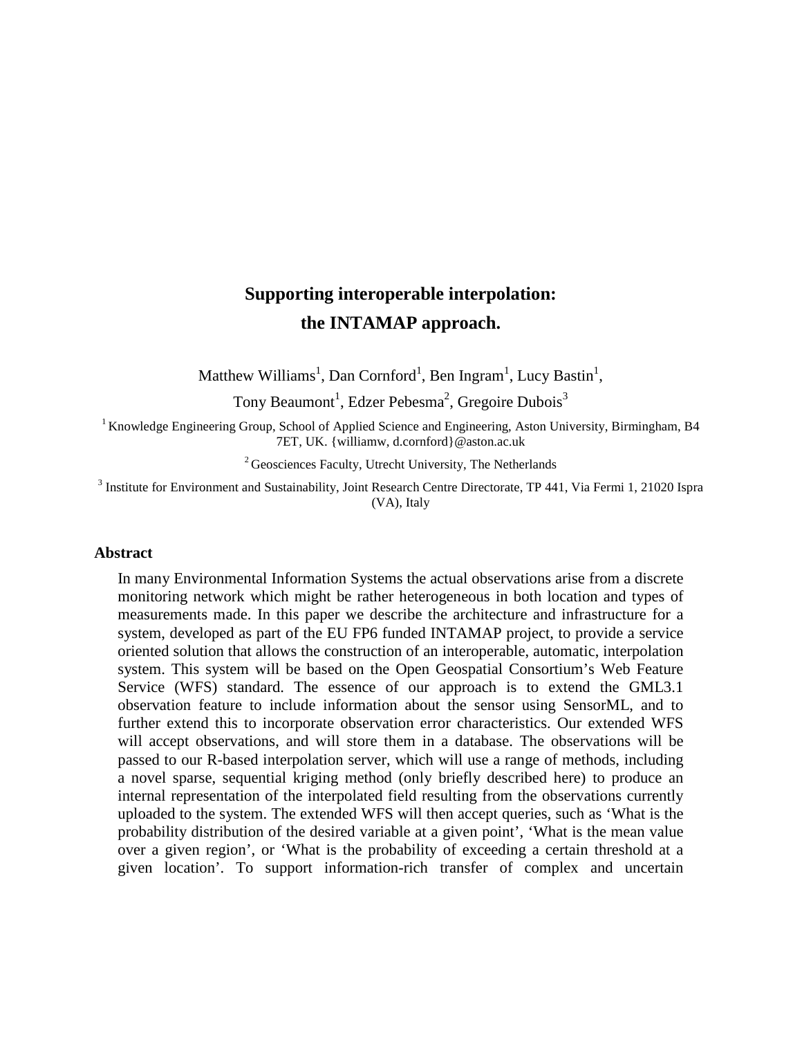# Supporting interoperable interpolation: the INTAMAP approach.

Matthew Williams[1], Dan Cornford[1], Ben Ingram[1], Lucy Bastin[1], Tony Beaumont[1], Edzer Pebesma[2], Gregoire Dubois[3]

[1] Knowledge Engineering Group, School of Applied Science and Engineering, Aston University, Birmingham, B4 7ET, UK. {williamw, d.cornford}@aston.ac.uk

[2] Geosciences Faculty, Utrecht University, The Netherlands

[3] Institute for Environment and Sustainability, Joint Research Centre Directorate, TP 441, Via Fermi 1, 21020 Ispra (VA), Italy

## Abstract

In many Environmental Information Systems the actual observations arise from a discrete monitoring network which might be rather heterogeneous in both location and types of measurements made. In this paper we describe the architecture and infrastructure for a system, developed as part of the EU FP6 funded INTAMAP project, to provide a service oriented solution that allows the construction of an interoperable, automatic, interpolation system. This system will be based on the Open Geospatial Consortium's Web Feature Service (WFS) standard. The essence of our approach is to extend the GML3.1 observation feature to include information about the sensor using SensorML, and to further extend this to incorporate observation error characteristics. Our extended WFS will accept observations, and will store them in a database. The observations will be passed to our R-based interpolation server, which will use a range of methods, including a novel sparse, sequential kriging method (only briefly described here) to produce an internal representation of the interpolated field resulting from the observations currently uploaded to the system. The extended WFS will then accept queries, such as 'What is the probability distribution of the desired variable at a given point', 'What is the mean value over a given region', or 'What is the probability of exceeding a certain threshold at a given location'. To support information-rich transfer of complex and uncertain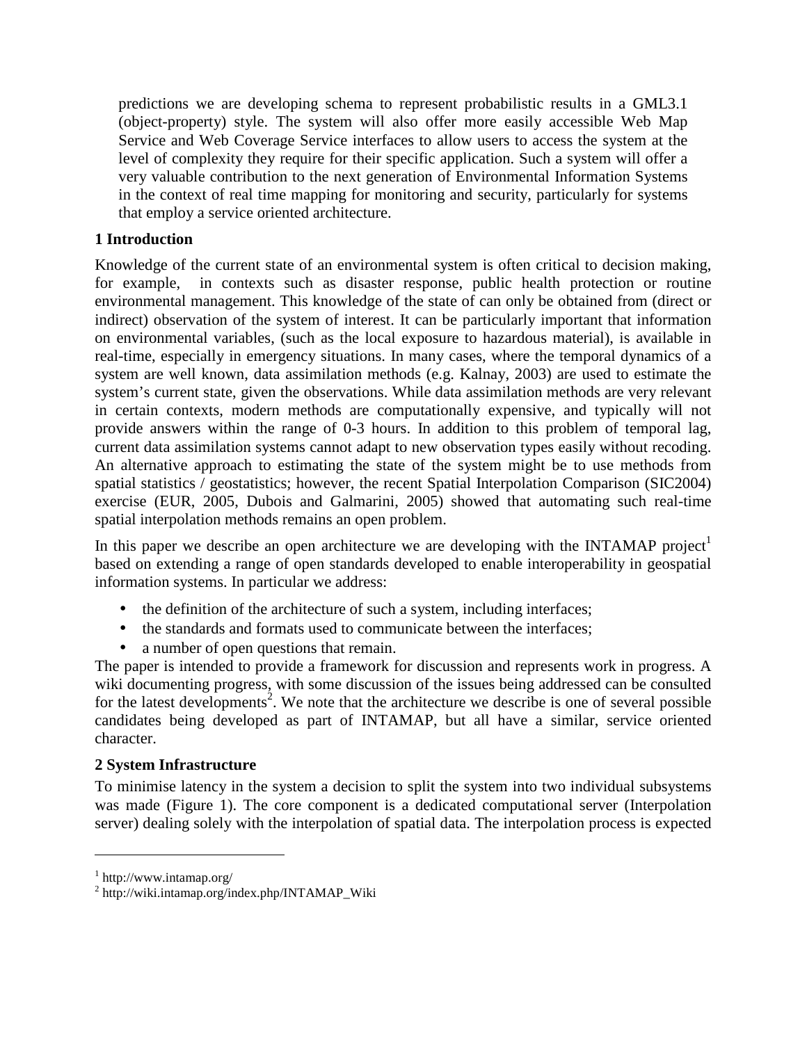predictions we are developing schema to represent probabilistic results in a GML3.1 (object-property) style. The system will also offer more easily accessible Web Map Service and Web Coverage Service interfaces to allow users to access the system at the level of complexity they require for their specific application. Such a system will offer a very valuable contribution to the next generation of Environmental Information Systems in the context of real time mapping for monitoring and security, particularly for systems that employ a service oriented architecture.

## 1 Introduction

Knowledge of the current state of an environmental system is often critical to decision making, for example, in contexts such as disaster response, public health protection or routine environmental management. This knowledge of the state of can only be obtained from (direct or indirect) observation of the system of interest. It can be particularly important that information on environmental variables, (such as the local exposure to hazardous material), is available in real-time, especially in emergency situations. In many cases, where the temporal dynamics of a system are well known, data assimilation methods (e.g. Kalnay, 2003) are used to estimate the system's current state, given the observations. While data assimilation methods are very relevant in certain contexts, modern methods are computationally expensive, and typically will not provide answers within the range of 0-3 hours. In addition to this problem of temporal lag, current data assimilation systems cannot adapt to new observation types easily without recoding. An alternative approach to estimating the state of the system might be to use methods from spatial statistics / geostatistics; however, the recent Spatial Interpolation Comparison (SIC2004) exercise (EUR, 2005, Dubois and Galmarini, 2005) showed that automating such real-time spatial interpolation methods remains an open problem.

In this paper we describe an open architecture we are developing with the INTAMAP project[1] based on extending a range of open standards developed to enable interoperability in geospatial information systems. In particular we address:

- the definition of the architecture of such a system, including interfaces;
- the standards and formats used to communicate between the interfaces;
- a number of open questions that remain.

The paper is intended to provide a framework for discussion and represents work in progress. A wiki documenting progress, with some discussion of the issues being addressed can be consulted for the latest developments[2]. We note that the architecture we describe is one of several possible candidates being developed as part of INTAMAP, but all have a similar, service oriented character.

## 2 System Infrastructure

To minimise latency in the system a decision to split the system into two individual subsystems was made (Figure 1). The core component is a dedicated computational server (Interpolation server) dealing solely with the interpolation of spatial data. The interpolation process is expected

[1] http://www.intamap.org/

[2] http://wiki.intamap.org/index.php/INTAMAP_Wiki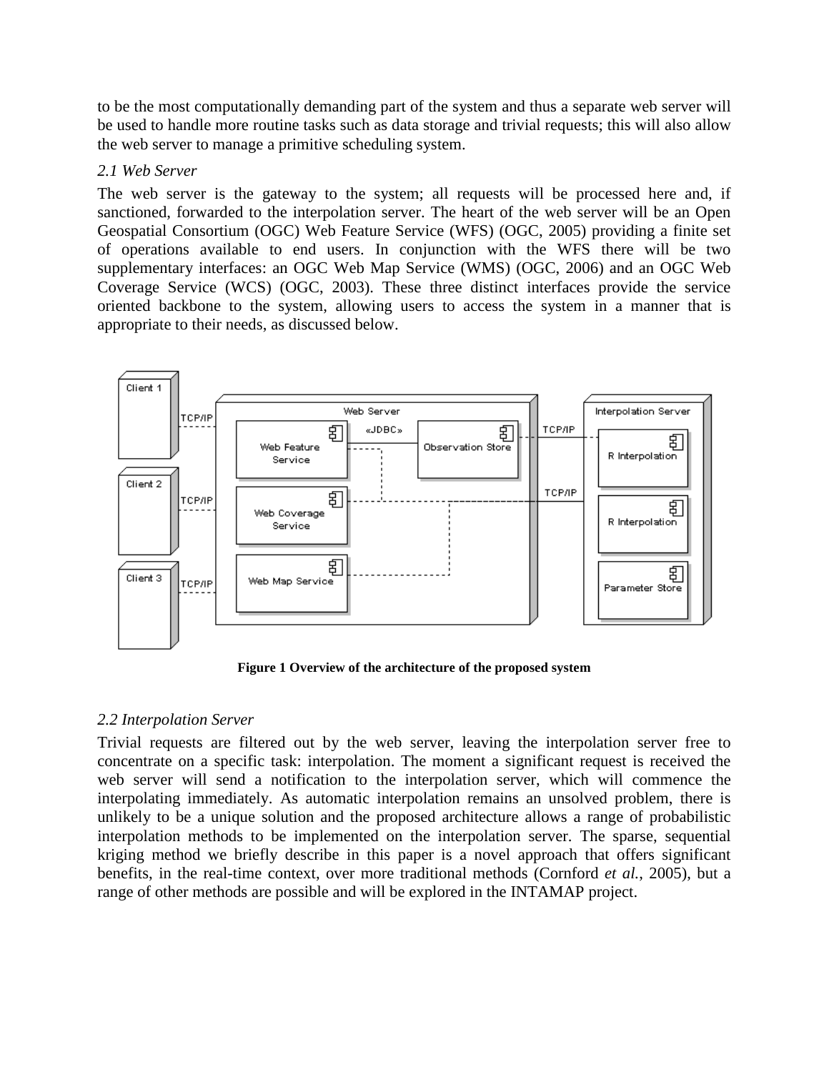to be the most computationally demanding part of the system and thus a separate web server will be used to handle more routine tasks such as data storage and trivial requests; this will also allow the web server to manage a primitive scheduling system.

*2.1 Web Server*

The web server is the gateway to the system; all requests will be processed here and, if sanctioned, forwarded to the interpolation server. The heart of the web server will be an Open Geospatial Consortium (OGC) Web Feature Service (WFS) (OGC, 2005) providing a finite set of operations available to end users. In conjunction with the WFS there will be two supplementary interfaces: an OGC Web Map Service (WMS) (OGC, 2006) and an OGC Web Coverage Service (WCS) (OGC, 2003). These three distinct interfaces provide the service oriented backbone to the system, allowing users to access the system in a manner that is appropriate to their needs, as discussed below.

**Figure 1 Overview of the architecture of the proposed system**

*2.2 Interpolation Server*

Trivial requests are filtered out by the web server, leaving the interpolation server free to concentrate on a specific task: interpolation. The moment a significant request is received the web server will send a notification to the interpolation server, which will commence the interpolating immediately. As automatic interpolation remains an unsolved problem, there is unlikely to be a unique solution and the proposed architecture allows a range of probabilistic interpolation methods to be implemented on the interpolation server. The sparse, sequential kriging method we briefly describe in this paper is a novel approach that offers significant benefits, in the real-time context, over more traditional methods (Cornford *et al.*, 2005), but a range of other methods are possible and will be explored in the INTAMAP project.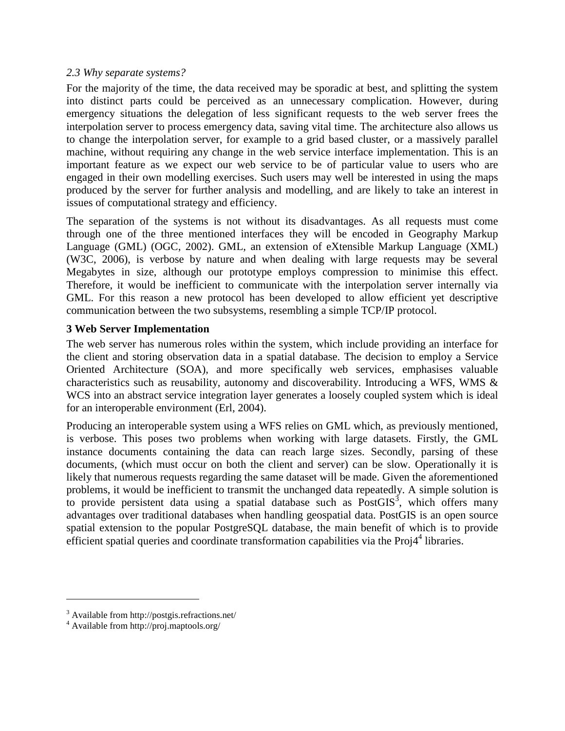### *2.3 Why separate systems?*

For the majority of the time, the data received may be sporadic at best, and splitting the system into distinct parts could be perceived as an unnecessary complication. However, during emergency situations the delegation of less significant requests to the web server frees the interpolation server to process emergency data, saving vital time. The architecture also allows us to change the interpolation server, for example to a grid based cluster, or a massively parallel machine, without requiring any change in the web service interface implementation. This is an important feature as we expect our web service to be of particular value to users who are engaged in their own modelling exercises. Such users may well be interested in using the maps produced by the server for further analysis and modelling, and are likely to take an interest in issues of computational strategy and efficiency.

The separation of the systems is not without its disadvantages. As all requests must come through one of the three mentioned interfaces they will be encoded in Geography Markup Language (GML) (OGC, 2002). GML, an extension of eXtensible Markup Language (XML) (W3C, 2006), is verbose by nature and when dealing with large requests may be several Megabytes in size, although our prototype employs compression to minimise this effect. Therefore, it would be inefficient to communicate with the interpolation server internally via GML. For this reason a new protocol has been developed to allow efficient yet descriptive communication between the two subsystems, resembling a simple TCP/IP protocol.

## 3 Web Server Implementation

The web server has numerous roles within the system, which include providing an interface for the client and storing observation data in a spatial database. The decision to employ a Service Oriented Architecture (SOA), and more specifically web services, emphasises valuable characteristics such as reusability, autonomy and discoverability. Introducing a WFS, WMS & WCS into an abstract service integration layer generates a loosely coupled system which is ideal for an interoperable environment (Erl, 2004).

Producing an interoperable system using a WFS relies on GML which, as previously mentioned, is verbose. This poses two problems when working with large datasets. Firstly, the GML instance documents containing the data can reach large sizes. Secondly, parsing of these documents, (which must occur on both the client and server) can be slow. Operationally it is likely that numerous requests regarding the same dataset will be made. Given the aforementioned problems, it would be inefficient to transmit the unchanged data repeatedly. A simple solution is to provide persistent data using a spatial database such as PostGIS[3], which offers many advantages over traditional databases when handling geospatial data. PostGIS is an open source spatial extension to the popular PostgreSQL database, the main benefit of which is to provide efficient spatial queries and coordinate transformation capabilities via the Proj4[4] libraries.

---

[3] Available from http://postgis.refractions.net/

[4] Available from http://proj.maptools.org/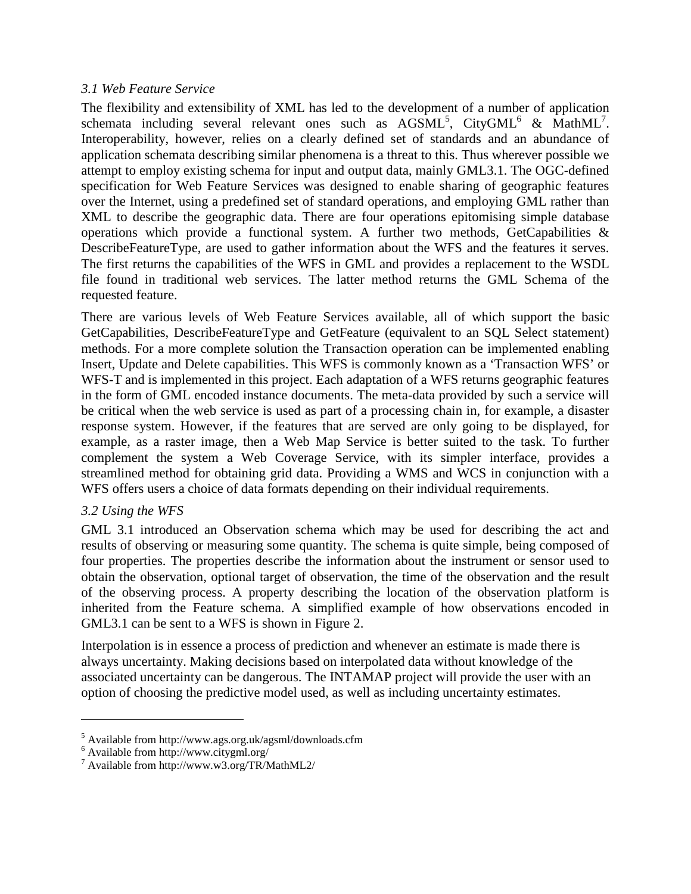*3.1 Web Feature Service*

The flexibility and extensibility of XML has led to the development of a number of application schemata including several relevant ones such as AGSML[5], CityGML[6] & MathML[7]. Interoperability, however, relies on a clearly defined set of standards and an abundance of application schemata describing similar phenomena is a threat to this. Thus wherever possible we attempt to employ existing schema for input and output data, mainly GML3.1. The OGC-defined specification for Web Feature Services was designed to enable sharing of geographic features over the Internet, using a predefined set of standard operations, and employing GML rather than XML to describe the geographic data. There are four operations epitomising simple database operations which provide a functional system. A further two methods, GetCapabilities & DescribeFeatureType, are used to gather information about the WFS and the features it serves. The first returns the capabilities of the WFS in GML and provides a replacement to the WSDL file found in traditional web services. The latter method returns the GML Schema of the requested feature.

There are various levels of Web Feature Services available, all of which support the basic GetCapabilities, DescribeFeatureType and GetFeature (equivalent to an SQL Select statement) methods. For a more complete solution the Transaction operation can be implemented enabling Insert, Update and Delete capabilities. This WFS is commonly known as a 'Transaction WFS' or WFS-T and is implemented in this project. Each adaptation of a WFS returns geographic features in the form of GML encoded instance documents. The meta-data provided by such a service will be critical when the web service is used as part of a processing chain in, for example, a disaster response system. However, if the features that are served are only going to be displayed, for example, as a raster image, then a Web Map Service is better suited to the task. To further complement the system a Web Coverage Service, with its simpler interface, provides a streamlined method for obtaining grid data. Providing a WMS and WCS in conjunction with a WFS offers users a choice of data formats depending on their individual requirements.

*3.2 Using the WFS*

GML 3.1 introduced an Observation schema which may be used for describing the act and results of observing or measuring some quantity. The schema is quite simple, being composed of four properties. The properties describe the information about the instrument or sensor used to obtain the observation, optional target of observation, the time of the observation and the result of the observing process. A property describing the location of the observation platform is inherited from the Feature schema. A simplified example of how observations encoded in GML3.1 can be sent to a WFS is shown in Figure 2.

Interpolation is in essence a process of prediction and whenever an estimate is made there is always uncertainty. Making decisions based on interpolated data without knowledge of the associated uncertainty can be dangerous. The INTAMAP project will provide the user with an option of choosing the predictive model used, as well as including uncertainty estimates.

---

[5] Available from http://www.ags.org.uk/agsml/downloads.cfm
[6] Available from http://www.citygml.org/
[7] Available from http://www.w3.org/TR/MathML2/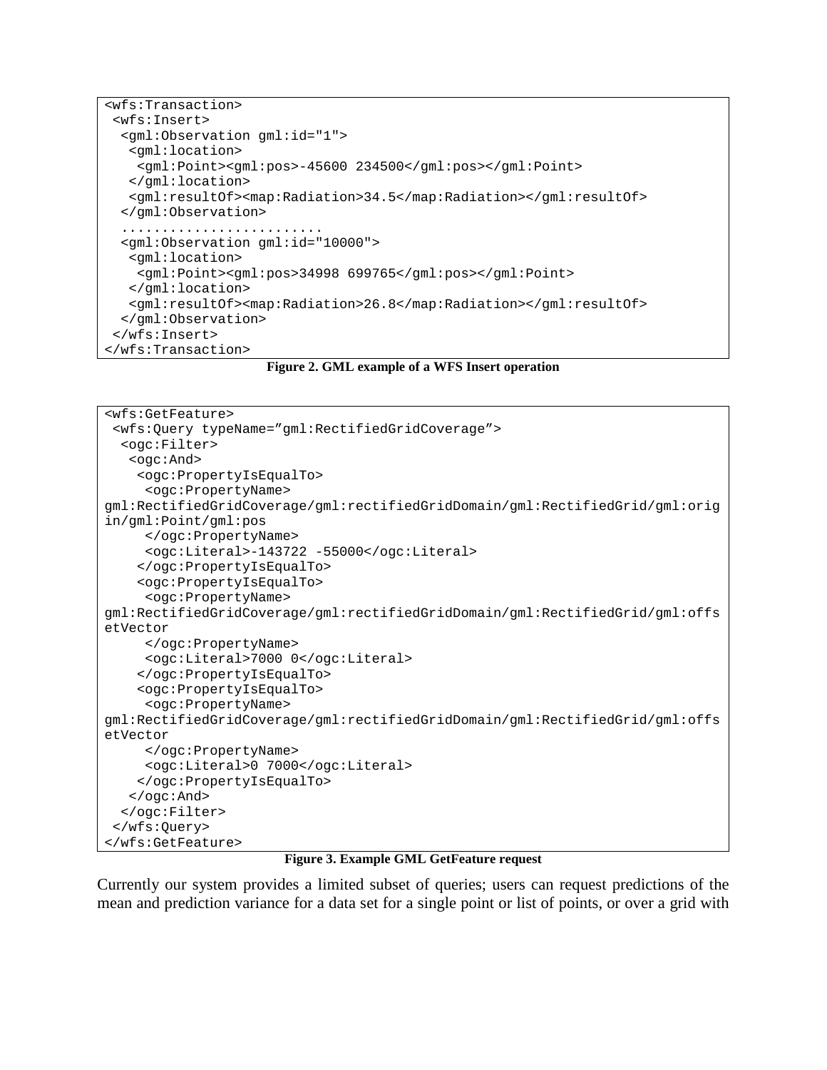```
<wfs:Transaction>
 <wfs:Insert>
  <gml:Observation gml:id="1">
   <gml:location>
    <gml:Point><gml:pos>-45600 234500</gml:pos></gml:Point>
   </gml:location>
   <gml:resultOf><map:Radiation>34.5</map:Radiation></gml:resultOf>
  </gml:Observation>
  ........................
  <gml:Observation gml:id="10000">
   <gml:location>
    <gml:Point><gml:pos>34998 699765</gml:pos></gml:Point>
   </gml:location>
   <gml:resultOf><map:Radiation>26.8</map:Radiation></gml:resultOf>
  </gml:Observation>
 </wfs:Insert>
</wfs:Transaction>
```

**Figure 2. GML example of a WFS Insert operation**

```
<wfs:GetFeature>
 <wfs:Query typeName="gml:RectifiedGridCoverage">
  <ogc:Filter>
   <ogc:And>
    <ogc:PropertyIsEqualTo>
     <ogc:PropertyName>
gml:RectifiedGridCoverage/gml:rectifiedGridDomain/gml:RectifiedGrid/gml:orig
in/gml:Point/gml:pos
     </ogc:PropertyName>
     <ogc:Literal>-143722 -55000</ogc:Literal>
    </ogc:PropertyIsEqualTo>
    <ogc:PropertyIsEqualTo>
     <ogc:PropertyName>
gml:RectifiedGridCoverage/gml:rectifiedGridDomain/gml:RectifiedGrid/gml:offs
etVector
     </ogc:PropertyName>
     <ogc:Literal>7000 0</ogc:Literal>
    </ogc:PropertyIsEqualTo>
    <ogc:PropertyIsEqualTo>
     <ogc:PropertyName>
gml:RectifiedGridCoverage/gml:rectifiedGridDomain/gml:RectifiedGrid/gml:offs
etVector
     </ogc:PropertyName>
     <ogc:Literal>0 7000</ogc:Literal>
    </ogc:PropertyIsEqualTo>
   </ogc:And>
  </ogc:Filter>
 </wfs:Query>
</wfs:GetFeature>
```

**Figure 3. Example GML GetFeature request**

Currently our system provides a limited subset of queries; users can request predictions of the mean and prediction variance for a data set for a single point or list of points, or over a grid with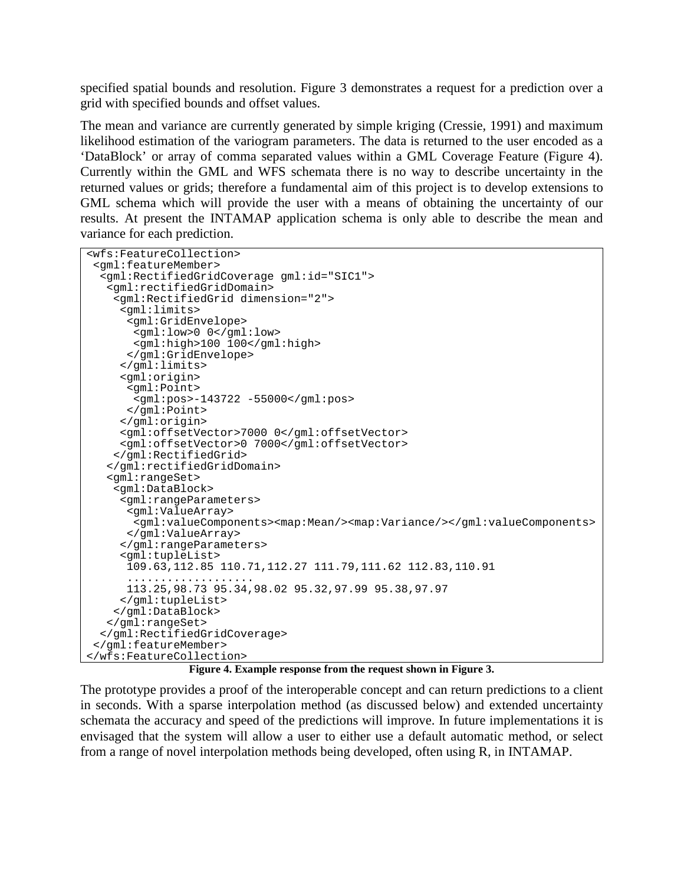specified spatial bounds and resolution. Figure 3 demonstrates a request for a prediction over a grid with specified bounds and offset values.

The mean and variance are currently generated by simple kriging (Cressie, 1991) and maximum likelihood estimation of the variogram parameters. The data is returned to the user encoded as a 'DataBlock' or array of comma separated values within a GML Coverage Feature (Figure 4). Currently within the GML and WFS schemata there is no way to describe uncertainty in the returned values or grids; therefore a fundamental aim of this project is to develop extensions to GML schema which will provide the user with a means of obtaining the uncertainty of our results. At present the INTAMAP application schema is only able to describe the mean and variance for each prediction.

```
<wfs:FeatureCollection>
 <gml:featureMember>
  <gml:RectifiedGridCoverage gml:id="SIC1">
   <gml:rectifiedGridDomain>
    <gml:RectifiedGrid dimension="2">
     <gml:limits>
      <gml:GridEnvelope>
       <gml:low>0 0</gml:low>
       <gml:high>100 100</gml:high>
      </gml:GridEnvelope>
     </gml:limits>
     <gml:origin>
      <gml:Point>
       <gml:pos>-143722 -55000</gml:pos>
      </gml:Point>
     </gml:origin>
     <gml:offsetVector>7000 0</gml:offsetVector>
     <gml:offsetVector>0 7000</gml:offsetVector>
    </gml:RectifiedGrid>
   </gml:rectifiedGridDomain>
   <gml:rangeSet>
    <gml:DataBlock>
     <gml:rangeParameters>
      <gml:ValueArray>
       <gml:valueComponents><map:Mean/><map:Variance/></gml:valueComponents>
      </gml:ValueArray>
     </gml:rangeParameters>
     <gml:tupleList>
      109.63,112.85 110.71,112.27 111.79,111.62 112.83,110.91
      ...................
      113.25,98.73 95.34,98.02 95.32,97.99 95.38,97.97
     </gml:tupleList>
    </gml:DataBlock>
   </gml:rangeSet>
  </gml:RectifiedGridCoverage>
 </gml:featureMember>
</wfs:FeatureCollection>
```

**Figure 4. Example response from the request shown in Figure 3.**

The prototype provides a proof of the interoperable concept and can return predictions to a client in seconds. With a sparse interpolation method (as discussed below) and extended uncertainty schemata the accuracy and speed of the predictions will improve. In future implementations it is envisaged that the system will allow a user to either use a default automatic method, or select from a range of novel interpolation methods being developed, often using R, in INTAMAP.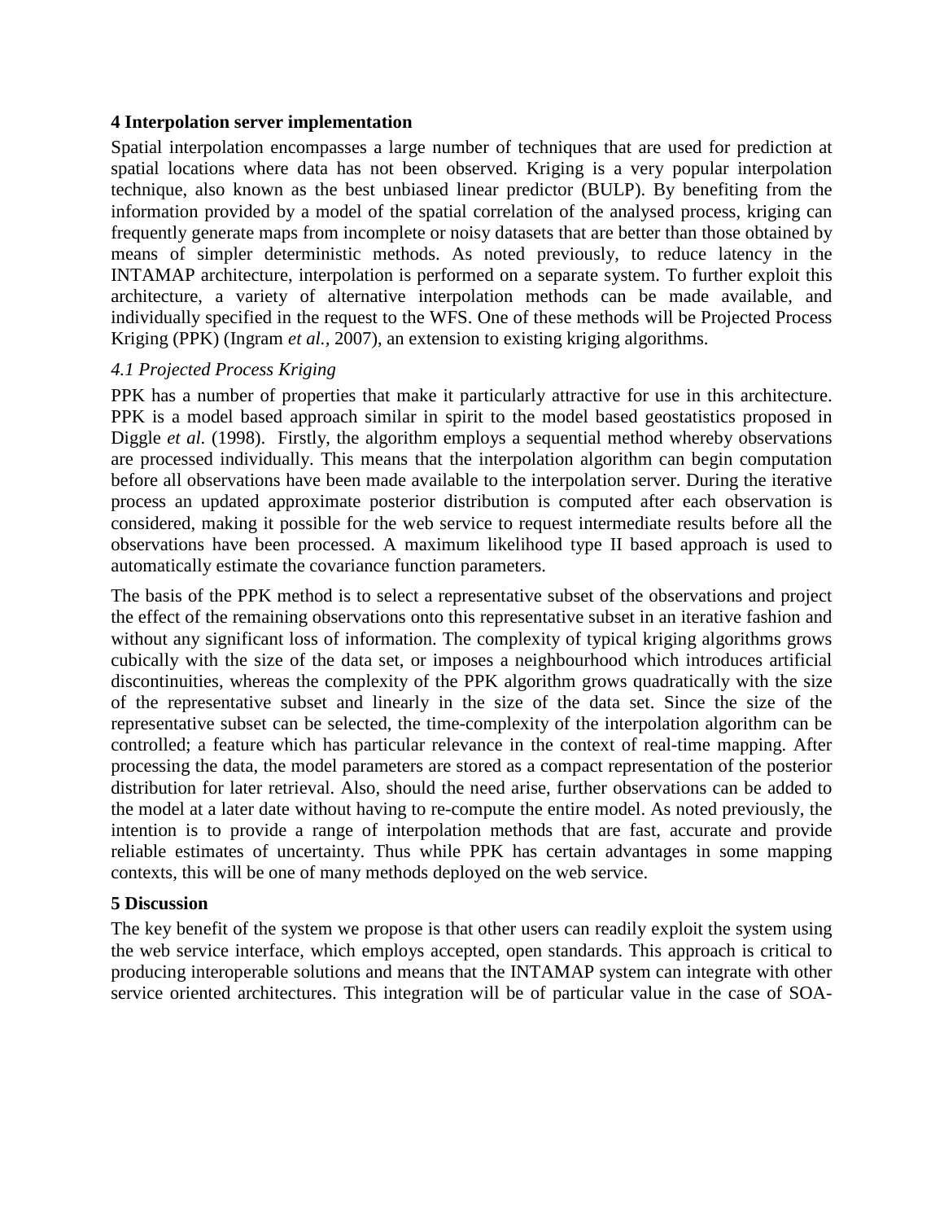## 4 Interpolation server implementation

Spatial interpolation encompasses a large number of techniques that are used for prediction at spatial locations where data has not been observed. Kriging is a very popular interpolation technique, also known as the best unbiased linear predictor (BULP). By benefiting from the information provided by a model of the spatial correlation of the analysed process, kriging can frequently generate maps from incomplete or noisy datasets that are better than those obtained by means of simpler deterministic methods. As noted previously, to reduce latency in the INTAMAP architecture, interpolation is performed on a separate system. To further exploit this architecture, a variety of alternative interpolation methods can be made available, and individually specified in the request to the WFS. One of these methods will be Projected Process Kriging (PPK) (Ingram *et al.*, 2007), an extension to existing kriging algorithms.

### *4.1 Projected Process Kriging*

PPK has a number of properties that make it particularly attractive for use in this architecture. PPK is a model based approach similar in spirit to the model based geostatistics proposed in Diggle *et al.* (1998). Firstly, the algorithm employs a sequential method whereby observations are processed individually. This means that the interpolation algorithm can begin computation before all observations have been made available to the interpolation server. During the iterative process an updated approximate posterior distribution is computed after each observation is considered, making it possible for the web service to request intermediate results before all the observations have been processed. A maximum likelihood type II based approach is used to automatically estimate the covariance function parameters.

The basis of the PPK method is to select a representative subset of the observations and project the effect of the remaining observations onto this representative subset in an iterative fashion and without any significant loss of information. The complexity of typical kriging algorithms grows cubically with the size of the data set, or imposes a neighbourhood which introduces artificial discontinuities, whereas the complexity of the PPK algorithm grows quadratically with the size of the representative subset and linearly in the size of the data set. Since the size of the representative subset can be selected, the time-complexity of the interpolation algorithm can be controlled; a feature which has particular relevance in the context of real-time mapping. After processing the data, the model parameters are stored as a compact representation of the posterior distribution for later retrieval. Also, should the need arise, further observations can be added to the model at a later date without having to re-compute the entire model. As noted previously, the intention is to provide a range of interpolation methods that are fast, accurate and provide reliable estimates of uncertainty. Thus while PPK has certain advantages in some mapping contexts, this will be one of many methods deployed on the web service.

## 5 Discussion

The key benefit of the system we propose is that other users can readily exploit the system using the web service interface, which employs accepted, open standards. This approach is critical to producing interoperable solutions and means that the INTAMAP system can integrate with other service oriented architectures. This integration will be of particular value in the case of SOA-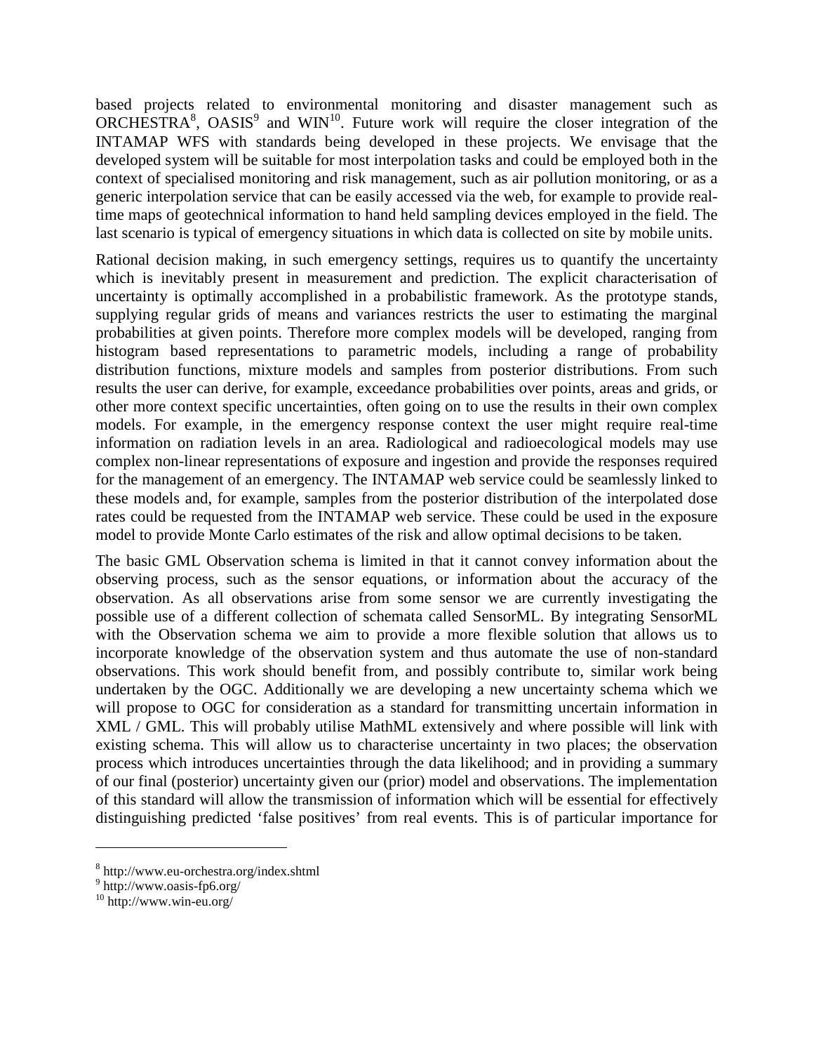based projects related to environmental monitoring and disaster management such as ORCHESTRA[8], OASIS[9] and WIN[10]. Future work will require the closer integration of the INTAMAP WFS with standards being developed in these projects. We envisage that the developed system will be suitable for most interpolation tasks and could be employed both in the context of specialised monitoring and risk management, such as air pollution monitoring, or as a generic interpolation service that can be easily accessed via the web, for example to provide real-time maps of geotechnical information to hand held sampling devices employed in the field. The last scenario is typical of emergency situations in which data is collected on site by mobile units.

Rational decision making, in such emergency settings, requires us to quantify the uncertainty which is inevitably present in measurement and prediction. The explicit characterisation of uncertainty is optimally accomplished in a probabilistic framework. As the prototype stands, supplying regular grids of means and variances restricts the user to estimating the marginal probabilities at given points. Therefore more complex models will be developed, ranging from histogram based representations to parametric models, including a range of probability distribution functions, mixture models and samples from posterior distributions. From such results the user can derive, for example, exceedance probabilities over points, areas and grids, or other more context specific uncertainties, often going on to use the results in their own complex models. For example, in the emergency response context the user might require real-time information on radiation levels in an area. Radiological and radioecological models may use complex non-linear representations of exposure and ingestion and provide the responses required for the management of an emergency. The INTAMAP web service could be seamlessly linked to these models and, for example, samples from the posterior distribution of the interpolated dose rates could be requested from the INTAMAP web service. These could be used in the exposure model to provide Monte Carlo estimates of the risk and allow optimal decisions to be taken.

The basic GML Observation schema is limited in that it cannot convey information about the observing process, such as the sensor equations, or information about the accuracy of the observation. As all observations arise from some sensor we are currently investigating the possible use of a different collection of schemata called SensorML. By integrating SensorML with the Observation schema we aim to provide a more flexible solution that allows us to incorporate knowledge of the observation system and thus automate the use of non-standard observations. This work should benefit from, and possibly contribute to, similar work being undertaken by the OGC. Additionally we are developing a new uncertainty schema which we will propose to OGC for consideration as a standard for transmitting uncertain information in XML / GML. This will probably utilise MathML extensively and where possible will link with existing schema. This will allow us to characterise uncertainty in two places; the observation process which introduces uncertainties through the data likelihood; and in providing a summary of our final (posterior) uncertainty given our (prior) model and observations. The implementation of this standard will allow the transmission of information which will be essential for effectively distinguishing predicted 'false positives' from real events. This is of particular importance for

[8] http://www.eu-orchestra.org/index.shtml
[9] http://www.oasis-fp6.org/
[10] http://www.win-eu.org/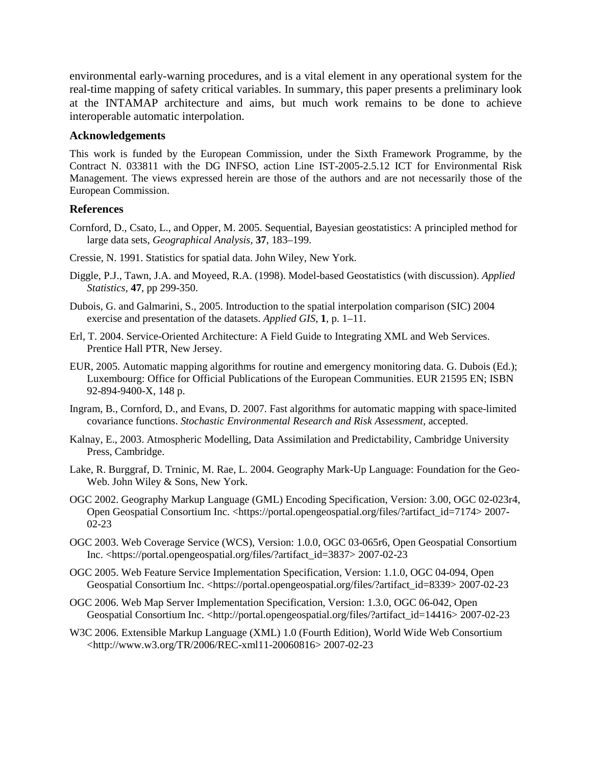environmental early-warning procedures, and is a vital element in any operational system for the real-time mapping of safety critical variables. In summary, this paper presents a preliminary look at the INTAMAP architecture and aims, but much work remains to be done to achieve interoperable automatic interpolation.

### Acknowledgements

This work is funded by the European Commission, under the Sixth Framework Programme, by the Contract N. 033811 with the DG INFSO, action Line IST-2005-2.5.12 ICT for Environmental Risk Management. The views expressed herein are those of the authors and are not necessarily those of the European Commission.

### References

Cornford, D., Csato, L., and Opper, M. 2005. Sequential, Bayesian geostatistics: A principled method for large data sets, *Geographical Analysis*, **37**, 183–199.

Cressie, N. 1991. Statistics for spatial data. John Wiley, New York.

Diggle, P.J., Tawn, J.A. and Moyeed, R.A. (1998). Model-based Geostatistics (with discussion). *Applied Statistics*, **47**, pp 299-350.

Dubois, G. and Galmarini, S., 2005. Introduction to the spatial interpolation comparison (SIC) 2004 exercise and presentation of the datasets. *Applied GIS*, **1**, p. 1–11.

Erl, T. 2004. Service-Oriented Architecture: A Field Guide to Integrating XML and Web Services. Prentice Hall PTR, New Jersey.

EUR, 2005. Automatic mapping algorithms for routine and emergency monitoring data. G. Dubois (Ed.); Luxembourg: Office for Official Publications of the European Communities. EUR 21595 EN; ISBN 92-894-9400-X, 148 p.

Ingram, B., Cornford, D., and Evans, D. 2007. Fast algorithms for automatic mapping with space-limited covariance functions. *Stochastic Environmental Research and Risk Assessment*, accepted.

Kalnay, E., 2003. Atmospheric Modelling, Data Assimilation and Predictability, Cambridge University Press, Cambridge.

Lake, R. Burggraf, D. Trninic, M. Rae, L. 2004. Geography Mark-Up Language: Foundation for the Geo-Web. John Wiley & Sons, New York.

OGC 2002. Geography Markup Language (GML) Encoding Specification, Version: 3.00, OGC 02-023r4, Open Geospatial Consortium Inc. <https://portal.opengeospatial.org/files/?artifact_id=7174> 2007-02-23

OGC 2003. Web Coverage Service (WCS), Version: 1.0.0, OGC 03-065r6, Open Geospatial Consortium Inc. <https://portal.opengeospatial.org/files/?artifact_id=3837> 2007-02-23

OGC 2005. Web Feature Service Implementation Specification, Version: 1.1.0, OGC 04-094, Open Geospatial Consortium Inc. <https://portal.opengeospatial.org/files/?artifact_id=8339> 2007-02-23

OGC 2006. Web Map Server Implementation Specification, Version: 1.3.0, OGC 06-042, Open Geospatial Consortium Inc. <http://portal.opengeospatial.org/files/?artifact_id=14416> 2007-02-23

W3C 2006. Extensible Markup Language (XML) 1.0 (Fourth Edition), World Wide Web Consortium <http://www.w3.org/TR/2006/REC-xml11-20060816> 2007-02-23